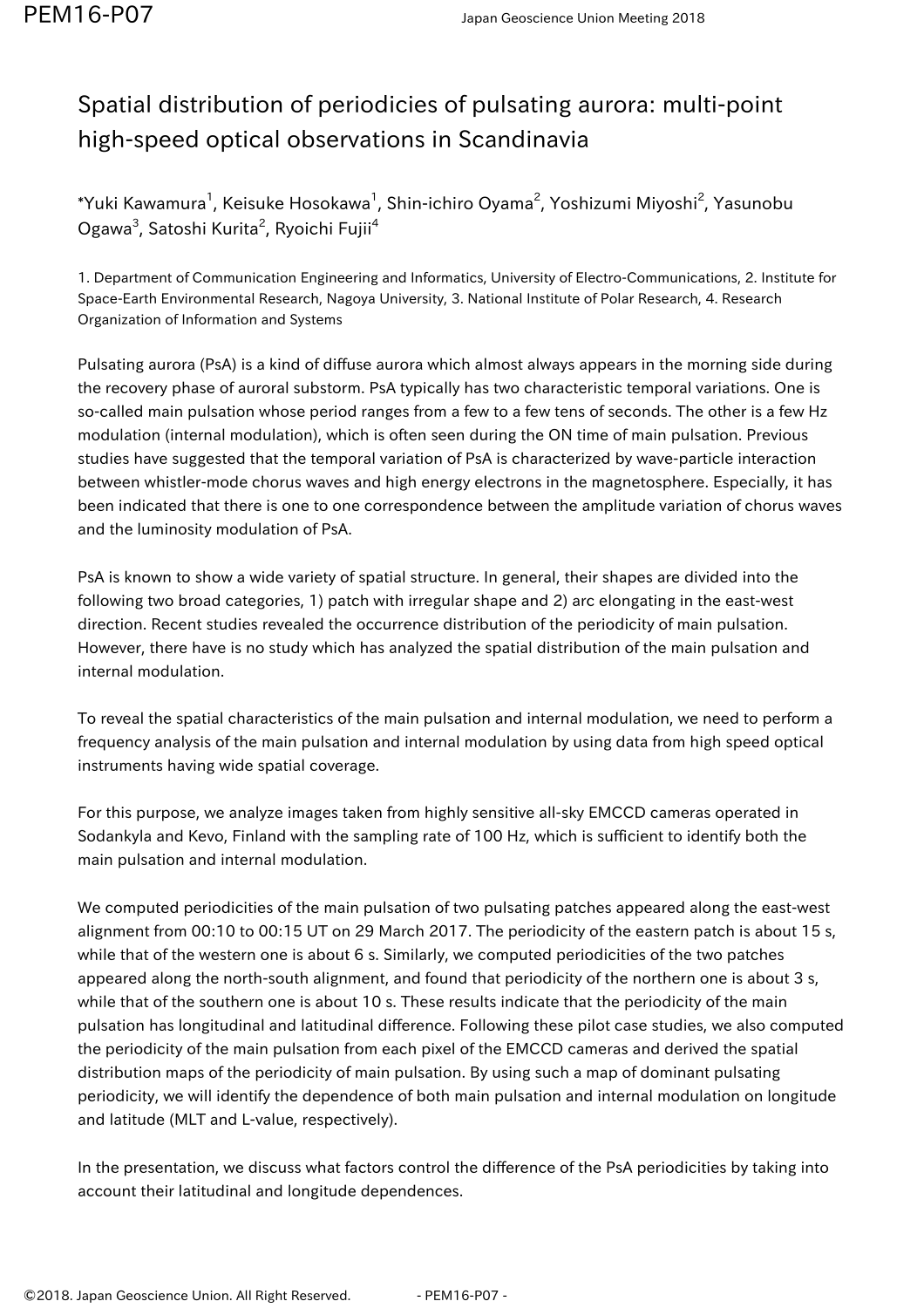# Spatial distribution of periodicies of pulsating aurora: multi-point high-speed optical observations in Scandinavia

*Yuki Kawamura[1], Keisuke Hosokawa[1], Shin-ichiro Oyama[2], Yoshizumi Miyoshi[2], Yasunobu Ogawa[3], Satoshi Kurita[2], Ryoichi Fujii[4]

1. Department of Communication Engineering and Informatics, University of Electro-Communications, 2. Institute for Space-Earth Environmental Research, Nagoya University, 3. National Institute of Polar Research, 4. Research Organization of Information and Systems

Pulsating aurora (PsA) is a kind of diffuse aurora which almost always appears in the morning side during the recovery phase of auroral substorm. PsA typically has two characteristic temporal variations. One is so-called main pulsation whose period ranges from a few to a few tens of seconds. The other is a few Hz modulation (internal modulation), which is often seen during the ON time of main pulsation. Previous studies have suggested that the temporal variation of PsA is characterized by wave-particle interaction between whistler-mode chorus waves and high energy electrons in the magnetosphere. Especially, it has been indicated that there is one to one correspondence between the amplitude variation of chorus waves and the luminosity modulation of PsA.

PsA is known to show a wide variety of spatial structure. In general, their shapes are divided into the following two broad categories, 1) patch with irregular shape and 2) arc elongating in the east-west direction. Recent studies revealed the occurrence distribution of the periodicity of main pulsation. However, there have is no study which has analyzed the spatial distribution of the main pulsation and internal modulation.

To reveal the spatial characteristics of the main pulsation and internal modulation, we need to perform a frequency analysis of the main pulsation and internal modulation by using data from high speed optical instruments having wide spatial coverage.

For this purpose, we analyze images taken from highly sensitive all-sky EMCCD cameras operated in Sodankyla and Kevo, Finland with the sampling rate of 100 Hz, which is sufficient to identify both the main pulsation and internal modulation.

We computed periodicities of the main pulsation of two pulsating patches appeared along the east-west alignment from 00:10 to 00:15 UT on 29 March 2017. The periodicity of the eastern patch is about 15 s, while that of the western one is about 6 s. Similarly, we computed periodicities of the two patches appeared along the north-south alignment, and found that periodicity of the northern one is about 3 s, while that of the southern one is about 10 s. These results indicate that the periodicity of the main pulsation has longitudinal and latitudinal difference. Following these pilot case studies, we also computed the periodicity of the main pulsation from each pixel of the EMCCD cameras and derived the spatial distribution maps of the periodicity of main pulsation. By using such a map of dominant pulsating periodicity, we will identify the dependence of both main pulsation and internal modulation on longitude and latitude (MLT and L-value, respectively).

In the presentation, we discuss what factors control the difference of the PsA periodicities by taking into account their latitudinal and longitude dependences.